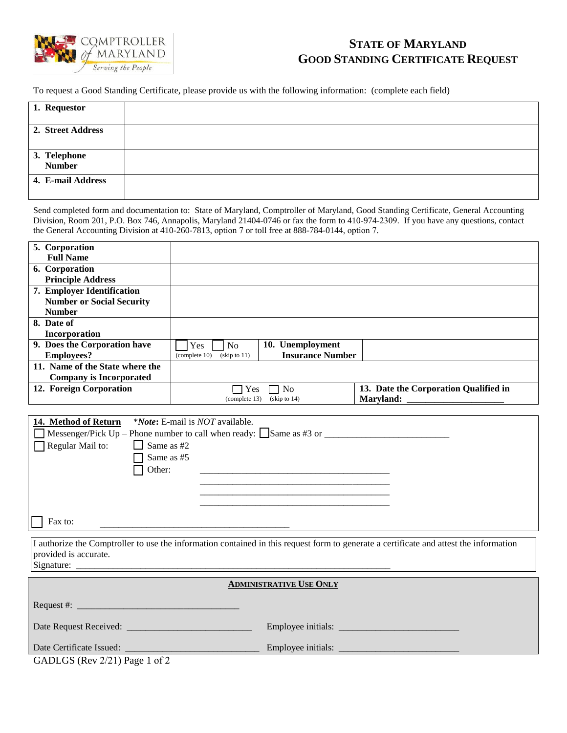# STATE OF MARYLAND
# GOOD STANDING CERTIFICATE REQUEST

To request a Good Standing Certificate, please provide us with the following information: (complete each field)

| | |
|---|---|
| **1. Requestor** | |
| **2. Street Address** | |
| **3. Telephone Number** | |
| **4. E-mail Address** | |

Send completed form and documentation to: State of Maryland, Comptroller of Maryland, Good Standing Certificate, General Accounting Division, Room 201, P.O. Box 746, Annapolis, Maryland 21404-0746 or fax the form to 410-974-2309. If you have any questions, contact the General Accounting Division at 410-260-7813, option 7 or toll free at 888-784-0144, option 7.

| | | | |
|---|---|---|---|
| **5. Corporation Full Name** | | | |
| **6. Corporation Principle Address** | | | |
| **7. Employer Identification Number or Social Security Number** | | | |
| **8. Date of Incorporation** | | | |
| **9. Does the Corporation have Employees?** | ☐ Yes (complete 10) ☐ No (skip to 11) | **10. Unemployment Insurance Number** | |
| **11. Name of the State where the Company is Incorporated** | | | |
| **12. Foreign Corporation** | ☐ Yes (complete 13) ☐ No (skip to 14) | **13. Date the Corporation Qualified in Maryland:** ____________________ | |

**14. Method of Return** *Note: E-mail is NOT available.*

☐ Messenger/Pick Up – Phone number to call when ready: ☐ Same as #3 or ___________________________

☐ Regular Mail to:
- ☐ Same as #2
- ☐ Same as #5
- ☐ Other: __________________________________________
  __________________________________________
  __________________________________________
  __________________________________________

☐ Fax to: __________________________________________

I authorize the Comptroller to use the information contained in this request form to generate a certificate and attest the information provided is accurate.

Signature: ______________________________________________________________________

**ADMINISTRATIVE USE ONLY**

Request #: ___________________________________

Date Request Received: ___________________________ Employee initials: __________________________

Date Certificate Issued: _____________________________ Employee initials: __________________________

GADLGS (Rev 2/21) Page 1 of 2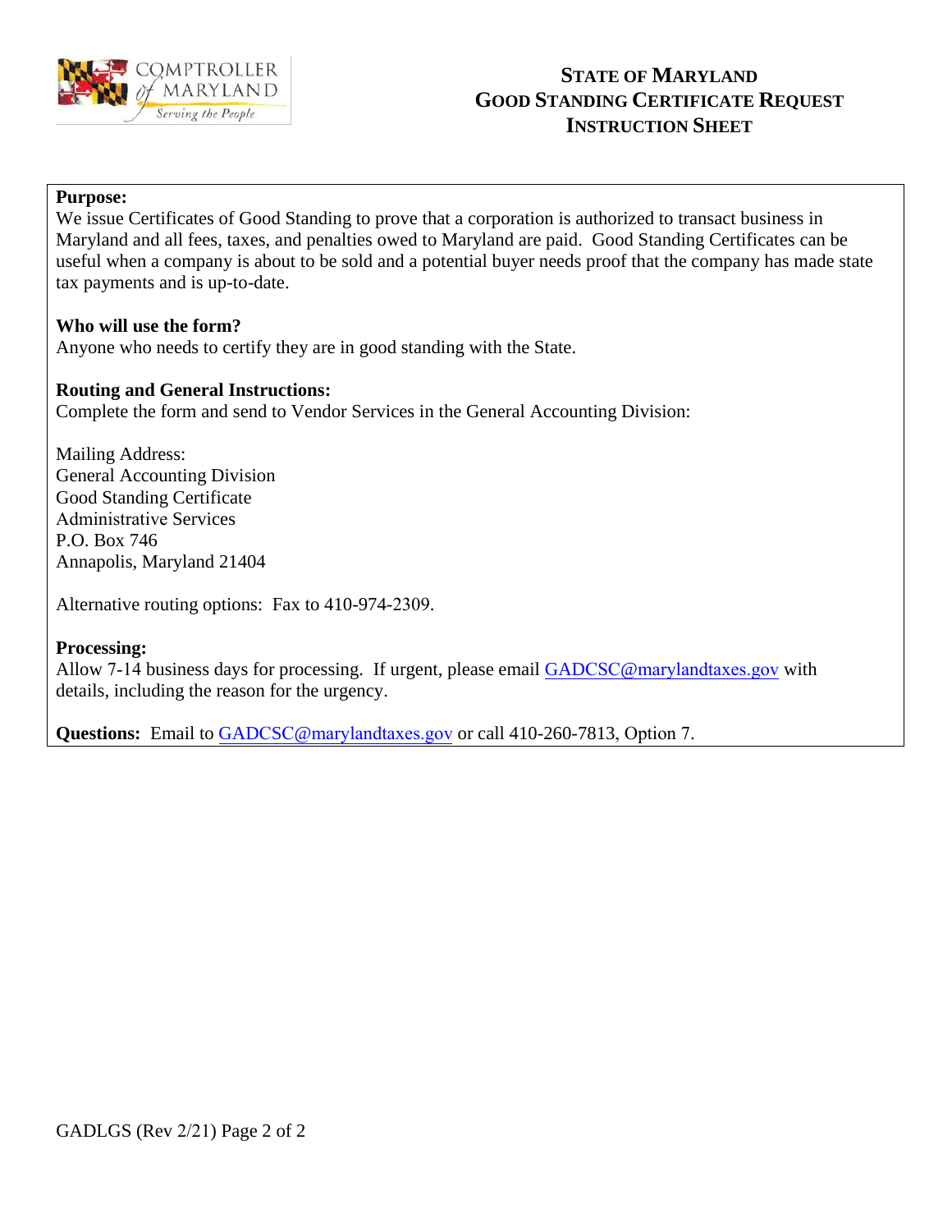# State of Maryland Good Standing Certificate Request Instruction Sheet

**Purpose:**
We issue Certificates of Good Standing to prove that a corporation is authorized to transact business in Maryland and all fees, taxes, and penalties owed to Maryland are paid. Good Standing Certificates can be useful when a company is about to be sold and a potential buyer needs proof that the company has made state tax payments and is up-to-date.

**Who will use the form?**
Anyone who needs to certify they are in good standing with the State.

**Routing and General Instructions:**
Complete the form and send to Vendor Services in the General Accounting Division:

Mailing Address:
General Accounting Division
Good Standing Certificate
Administrative Services
P.O. Box 746
Annapolis, Maryland 21404

Alternative routing options: Fax to 410-974-2309.

**Processing:**
Allow 7-14 business days for processing. If urgent, please email GADCSC@marylandtaxes.gov with details, including the reason for the urgency.

**Questions:** Email to GADCSC@marylandtaxes.gov or call 410-260-7813, Option 7.

GADLGS (Rev 2/21)